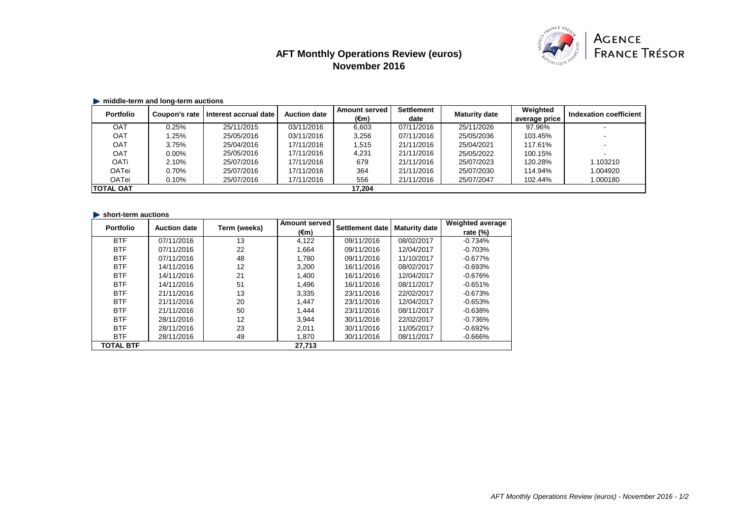# AFT Monthly Operations Review (euros)
## November 2016

AGENCE FRANCE TRÉSOR

### middle-term and long-term auctions

| Portfolio | Coupon's rate | Interest accrual date | Auction date | Amount served (€m) | Settlement date | Maturity date | Weighted average price | Indexation coefficient |
|---|---|---|---|---|---|---|---|---|
| OAT | 0.25% | 25/11/2015 | 03/11/2016 | 6,603 | 07/11/2016 | 25/11/2026 | 97.96% | - |
| OAT | 1.25% | 25/05/2016 | 03/11/2016 | 3,256 | 07/11/2016 | 25/05/2036 | 103.45% | - |
| OAT | 3.75% | 25/04/2016 | 17/11/2016 | 1,515 | 21/11/2016 | 25/04/2021 | 117.61% | - |
| OAT | 0.00% | 25/05/2016 | 17/11/2016 | 4,231 | 21/11/2016 | 25/05/2022 | 100.15% | - |
| OATi | 2.10% | 25/07/2016 | 17/11/2016 | 679 | 21/11/2016 | 25/07/2023 | 120.28% | 1.103210 |
| OATei | 0.70% | 25/07/2016 | 17/11/2016 | 364 | 21/11/2016 | 25/07/2030 | 114.94% | 1.004920 |
| OATei | 0.10% | 25/07/2016 | 17/11/2016 | 556 | 21/11/2016 | 25/07/2047 | 102.44% | 1.000180 |
| **TOTAL OAT** | | | | **17,204** | | | | |

### short-term auctions

| Portfolio | Auction date | Term (weeks) | Amount served (€m) | Settlement date | Maturity date | Weighted average rate (%) |
|---|---|---|---|---|---|---|
| BTF | 07/11/2016 | 13 | 4,122 | 09/11/2016 | 08/02/2017 | -0.734% |
| BTF | 07/11/2016 | 22 | 1,664 | 09/11/2016 | 12/04/2017 | -0.703% |
| BTF | 07/11/2016 | 48 | 1,780 | 09/11/2016 | 11/10/2017 | -0.677% |
| BTF | 14/11/2016 | 12 | 3,200 | 16/11/2016 | 08/02/2017 | -0.693% |
| BTF | 14/11/2016 | 21 | 1,400 | 16/11/2016 | 12/04/2017 | -0.676% |
| BTF | 14/11/2016 | 51 | 1,496 | 16/11/2016 | 08/11/2017 | -0.651% |
| BTF | 21/11/2016 | 13 | 3,335 | 23/11/2016 | 22/02/2017 | -0.673% |
| BTF | 21/11/2016 | 20 | 1,447 | 23/11/2016 | 12/04/2017 | -0.653% |
| BTF | 21/11/2016 | 50 | 1,444 | 23/11/2016 | 08/11/2017 | -0.638% |
| BTF | 28/11/2016 | 12 | 3,944 | 30/11/2016 | 22/02/2017 | -0.736% |
| BTF | 28/11/2016 | 23 | 2,011 | 30/11/2016 | 11/05/2017 | -0.692% |
| BTF | 28/11/2016 | 49 | 1,870 | 30/11/2016 | 08/11/2017 | -0.666% |
| **TOTAL BTF** | | | **27,713** | | | |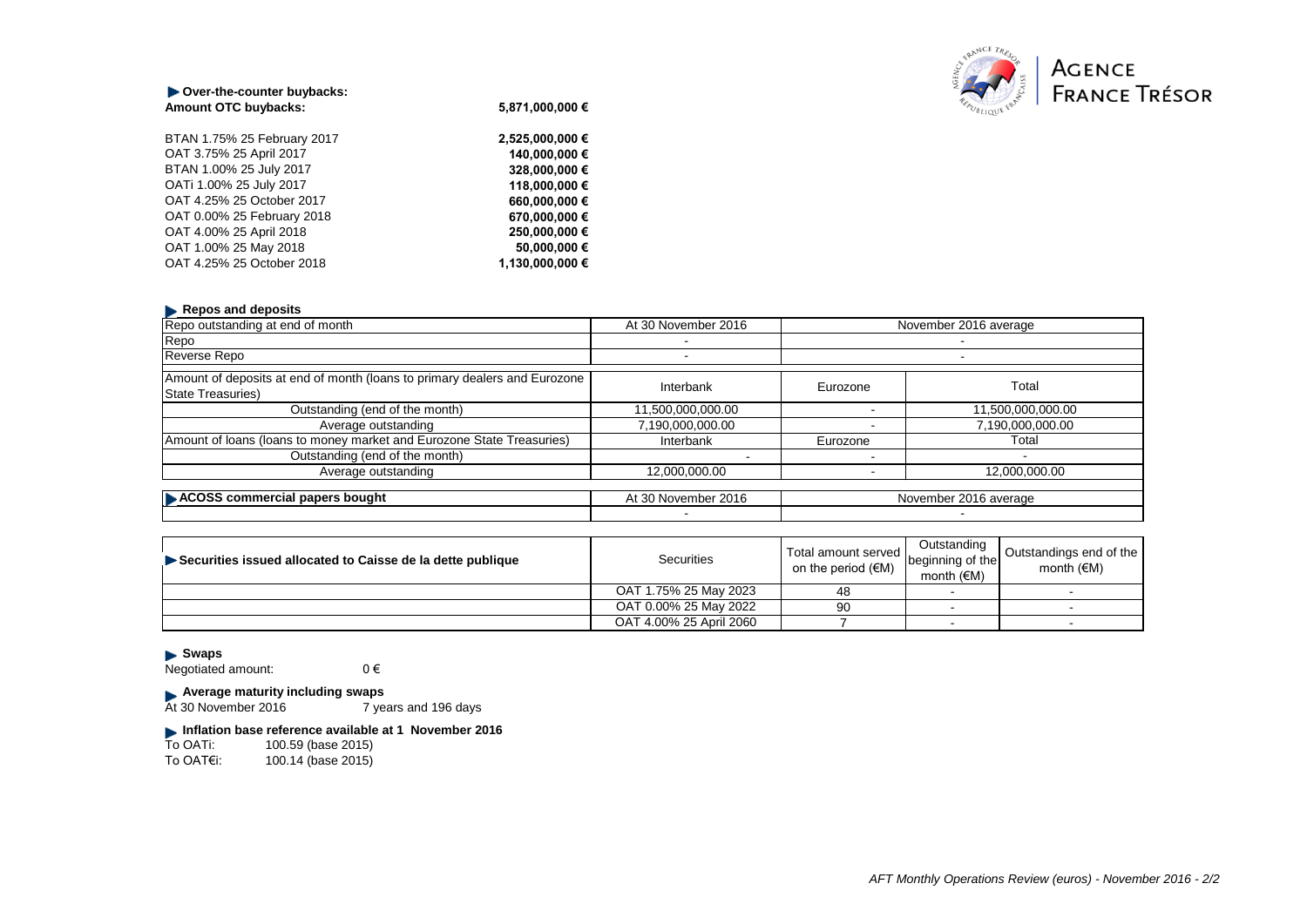**Over-the-counter buybacks:**

**Amount OTC buybacks:** **5,871,000,000 €**

| | |
|---|---|
| BTAN 1.75% 25 February 2017 | **2,525,000,000 €** |
| OAT 3.75% 25 April 2017 | **140,000,000 €** |
| BTAN 1.00% 25 July 2017 | **328,000,000 €** |
| OATi 1.00% 25 July 2017 | **118,000,000 €** |
| OAT 4.25% 25 October 2017 | **660,000,000 €** |
| OAT 0.00% 25 February 2018 | **670,000,000 €** |
| OAT 4.00% 25 April 2018 | **250,000,000 €** |
| OAT 1.00% 25 May 2018 | **50,000,000 €** |
| OAT 4.25% 25 October 2018 | **1,130,000,000 €** |

**Repos and deposits**

| Repo outstanding at end of month | At 30 November 2016 | November 2016 average | |
|---|---|---|---|
| Repo | - | - | |
| Reverse Repo | - | - | |
| **Amount of deposits at end of month (loans to primary dealers and Eurozone State Treasuries)** | Interbank | Eurozone | Total |
| Outstanding (end of the month) | 11,500,000,000.00 | - | 11,500,000,000.00 |
| Average outstanding | 7,190,000,000.00 | - | 7,190,000,000.00 |
| **Amount of loans (loans to money market and Eurozone State Treasuries)** | Interbank | Eurozone | Total |
| Outstanding (end of the month) | - | - | - |
| Average outstanding | 12,000,000.00 | - | 12,000,000.00 |

| ACOSS commercial papers bought | At 30 November 2016 | November 2016 average |
|---|---|---|
| | - | - |

| Securities issued allocated to Caisse de la dette publique | Securities | Total amount served on the period (€M) | Outstanding beginning of the month (€M) | Outstandings end of the month (€M) |
|---|---|---|---|---|
| | OAT 1.75% 25 May 2023 | 48 | - | - |
| | OAT 0.00% 25 May 2022 | 90 | - | - |
| | OAT 4.00% 25 April 2060 | 7 | - | - |

**Swaps**

Negotiated amount: 0 €

**Average maturity including swaps**

At 30 November 2016 7 years and 196 days

**Inflation base reference available at 1 November 2016**

To OATi: 100.59 (base 2015)

To OAT€i: 100.14 (base 2015)